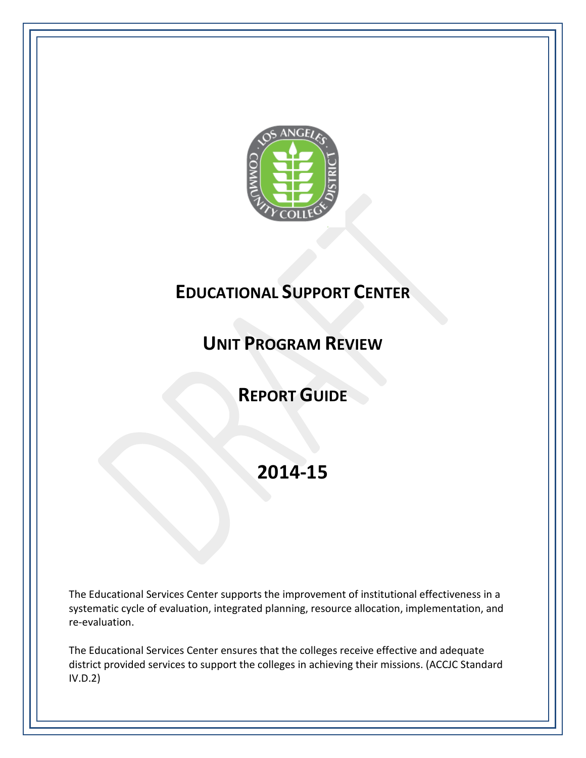# EDUCATIONAL SUPPORT CENTER

# UNIT PROGRAM REVIEW

# REPORT GUIDE

# 2014-15

The Educational Services Center supports the improvement of institutional effectiveness in a systematic cycle of evaluation, integrated planning, resource allocation, implementation, and re-evaluation.

The Educational Services Center ensures that the colleges receive effective and adequate district provided services to support the colleges in achieving their missions. (ACCJC Standard IV.D.2)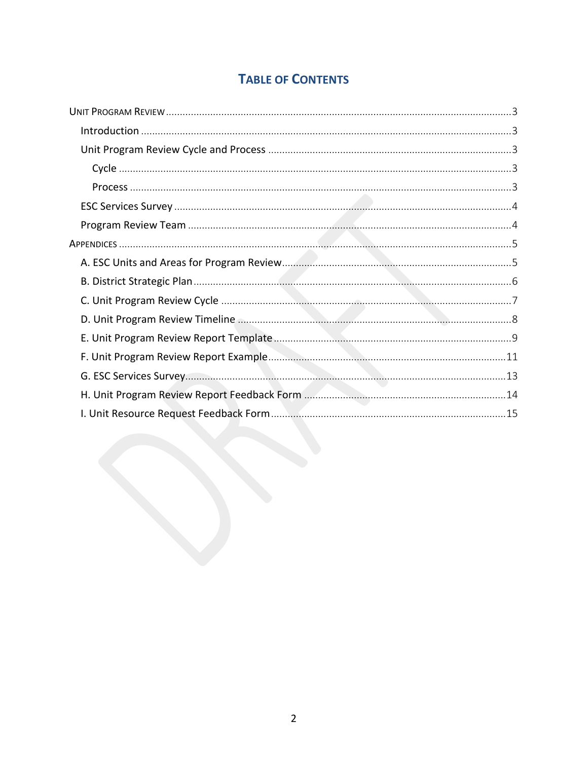# Table of Contents

Unit Program Review ........ 3

- Introduction ........ 3
- Unit Program Review Cycle and Process ........ 3
  - Cycle ........ 3
  - Process ........ 3
- ESC Services Survey ........ 4
- Program Review Team ........ 4

Appendices ........ 5

- A. ESC Units and Areas for Program Review ........ 5
- B. District Strategic Plan ........ 6
- C. Unit Program Review Cycle ........ 7
- D. Unit Program Review Timeline ........ 8
- E. Unit Program Review Report Template ........ 9
- F. Unit Program Review Report Example ........ 11
- G. ESC Services Survey ........ 13
- H. Unit Program Review Report Feedback Form ........ 14
- I. Unit Resource Request Feedback Form ........ 15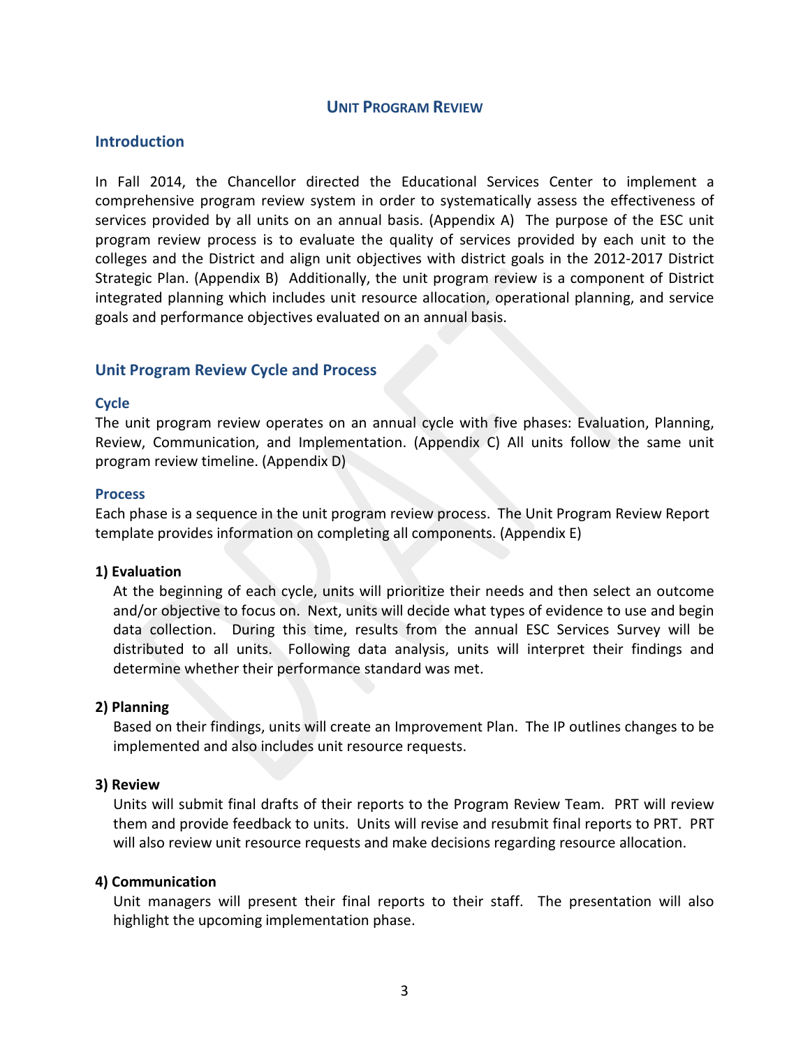# UNIT PROGRAM REVIEW

## Introduction

In Fall 2014, the Chancellor directed the Educational Services Center to implement a comprehensive program review system in order to systematically assess the effectiveness of services provided by all units on an annual basis. (Appendix A) The purpose of the ESC unit program review process is to evaluate the quality of services provided by each unit to the colleges and the District and align unit objectives with district goals in the 2012-2017 District Strategic Plan. (Appendix B) Additionally, the unit program review is a component of District integrated planning which includes unit resource allocation, operational planning, and service goals and performance objectives evaluated on an annual basis.

## Unit Program Review Cycle and Process

### Cycle

The unit program review operates on an annual cycle with five phases: Evaluation, Planning, Review, Communication, and Implementation. (Appendix C) All units follow the same unit program review timeline. (Appendix D)

### Process

Each phase is a sequence in the unit program review process. The Unit Program Review Report template provides information on completing all components. (Appendix E)

**1) Evaluation**

At the beginning of each cycle, units will prioritize their needs and then select an outcome and/or objective to focus on. Next, units will decide what types of evidence to use and begin data collection. During this time, results from the annual ESC Services Survey will be distributed to all units. Following data analysis, units will interpret their findings and determine whether their performance standard was met.

**2) Planning**

Based on their findings, units will create an Improvement Plan. The IP outlines changes to be implemented and also includes unit resource requests.

**3) Review**

Units will submit final drafts of their reports to the Program Review Team. PRT will review them and provide feedback to units. Units will revise and resubmit final reports to PRT. PRT will also review unit resource requests and make decisions regarding resource allocation.

**4) Communication**

Unit managers will present their final reports to their staff. The presentation will also highlight the upcoming implementation phase.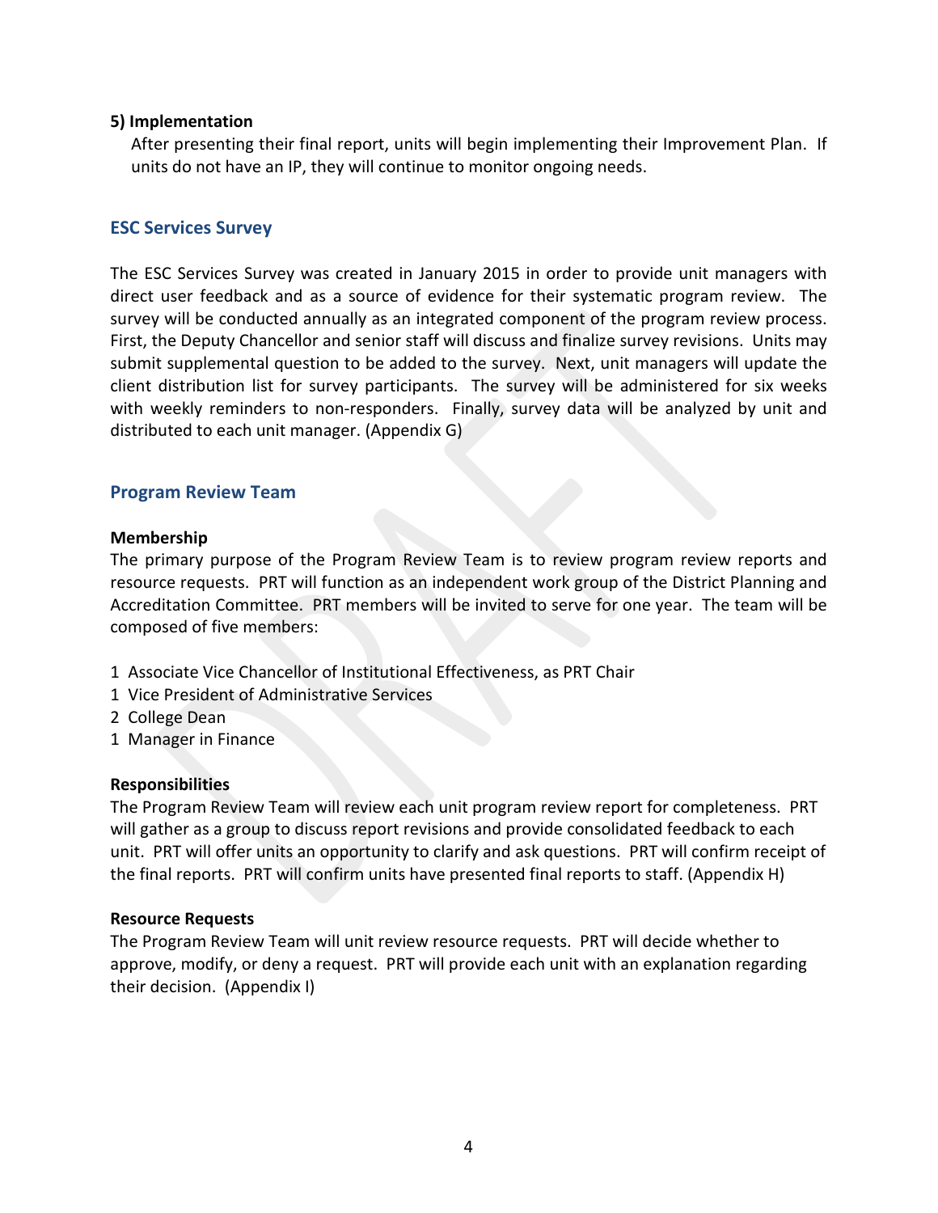**5) Implementation**

After presenting their final report, units will begin implementing their Improvement Plan. If units do not have an IP, they will continue to monitor ongoing needs.

## ESC Services Survey

The ESC Services Survey was created in January 2015 in order to provide unit managers with direct user feedback and as a source of evidence for their systematic program review. The survey will be conducted annually as an integrated component of the program review process. First, the Deputy Chancellor and senior staff will discuss and finalize survey revisions. Units may submit supplemental question to be added to the survey. Next, unit managers will update the client distribution list for survey participants. The survey will be administered for six weeks with weekly reminders to non-responders. Finally, survey data will be analyzed by unit and distributed to each unit manager. (Appendix G)

## Program Review Team

**Membership**

The primary purpose of the Program Review Team is to review program review reports and resource requests. PRT will function as an independent work group of the District Planning and Accreditation Committee. PRT members will be invited to serve for one year. The team will be composed of five members:

1 Associate Vice Chancellor of Institutional Effectiveness, as PRT Chair
1 Vice President of Administrative Services
2 College Dean
1 Manager in Finance

**Responsibilities**

The Program Review Team will review each unit program review report for completeness. PRT will gather as a group to discuss report revisions and provide consolidated feedback to each unit. PRT will offer units an opportunity to clarify and ask questions. PRT will confirm receipt of the final reports. PRT will confirm units have presented final reports to staff. (Appendix H)

**Resource Requests**

The Program Review Team will unit review resource requests. PRT will decide whether to approve, modify, or deny a request. PRT will provide each unit with an explanation regarding their decision. (Appendix I)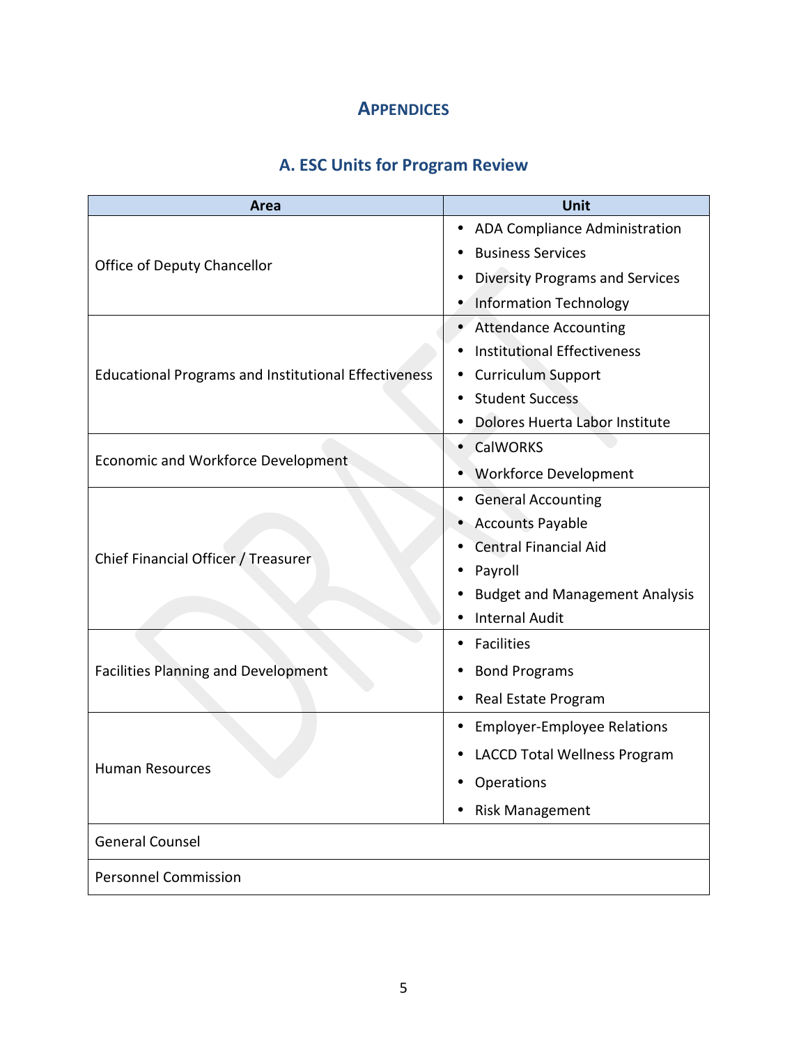# APPENDICES

## A. ESC Units for Program Review

| Area | Unit |
| --- | --- |
| Office of Deputy Chancellor | • ADA Compliance Administration<br>• Business Services<br>• Diversity Programs and Services<br>• Information Technology |
| Educational Programs and Institutional Effectiveness | • Attendance Accounting<br>• Institutional Effectiveness<br>• Curriculum Support<br>• Student Success<br>• Dolores Huerta Labor Institute |
| Economic and Workforce Development | • CalWORKS<br>• Workforce Development |
| Chief Financial Officer / Treasurer | • General Accounting<br>• Accounts Payable<br>• Central Financial Aid<br>• Payroll<br>• Budget and Management Analysis<br>• Internal Audit |
| Facilities Planning and Development | • Facilities<br>• Bond Programs<br>• Real Estate Program |
| Human Resources | • Employer-Employee Relations<br>• LACCD Total Wellness Program<br>• Operations<br>• Risk Management |
| General Counsel | |
| Personnel Commission | |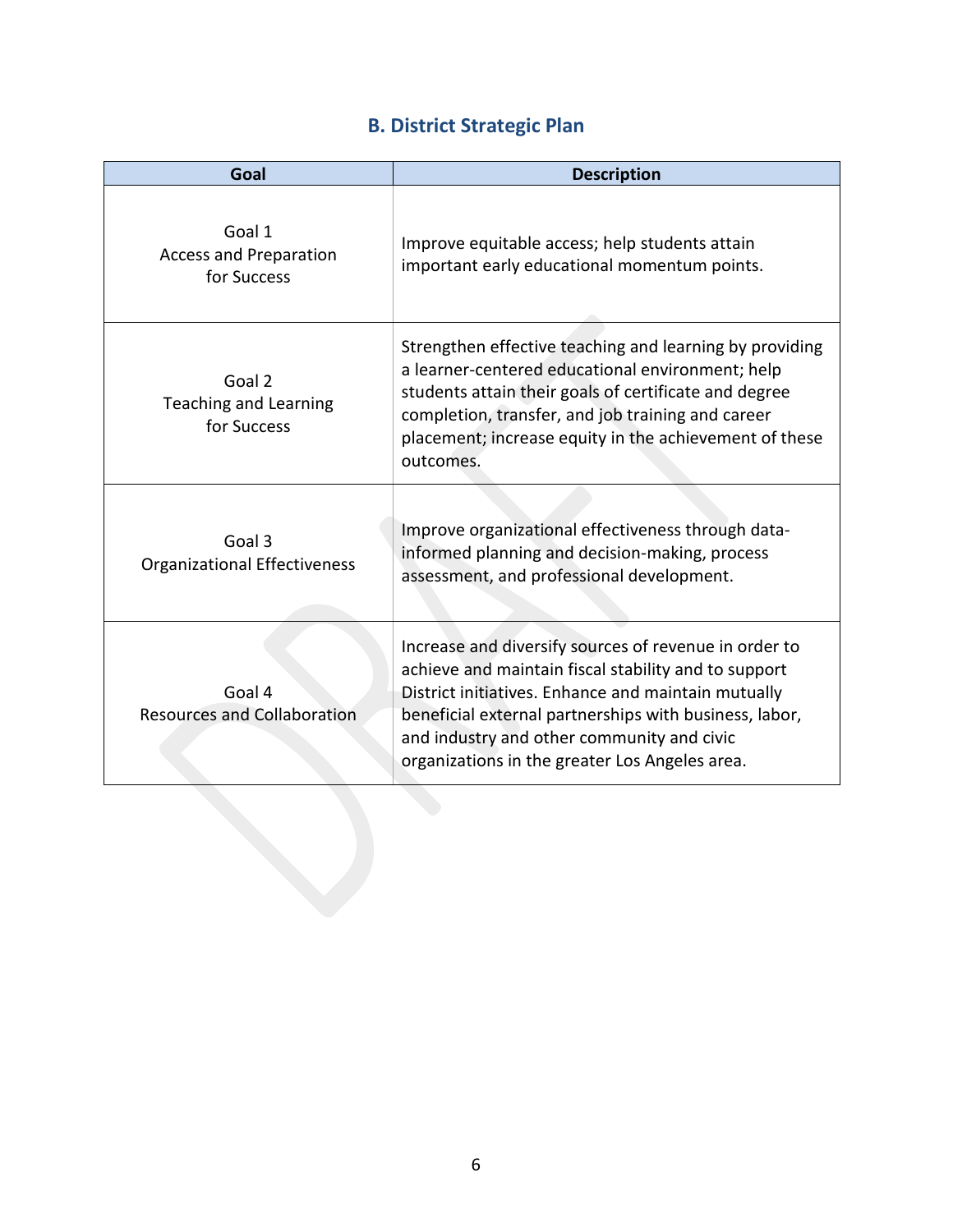## B. District Strategic Plan

| Goal | Description |
|---|---|
| Goal 1<br>Access and Preparation for Success | Improve equitable access; help students attain important early educational momentum points. |
| Goal 2<br>Teaching and Learning for Success | Strengthen effective teaching and learning by providing a learner-centered educational environment; help students attain their goals of certificate and degree completion, transfer, and job training and career placement; increase equity in the achievement of these outcomes. |
| Goal 3<br>Organizational Effectiveness | Improve organizational effectiveness through data-informed planning and decision-making, process assessment, and professional development. |
| Goal 4<br>Resources and Collaboration | Increase and diversify sources of revenue in order to achieve and maintain fiscal stability and to support District initiatives. Enhance and maintain mutually beneficial external partnerships with business, labor, and industry and other community and civic organizations in the greater Los Angeles area. |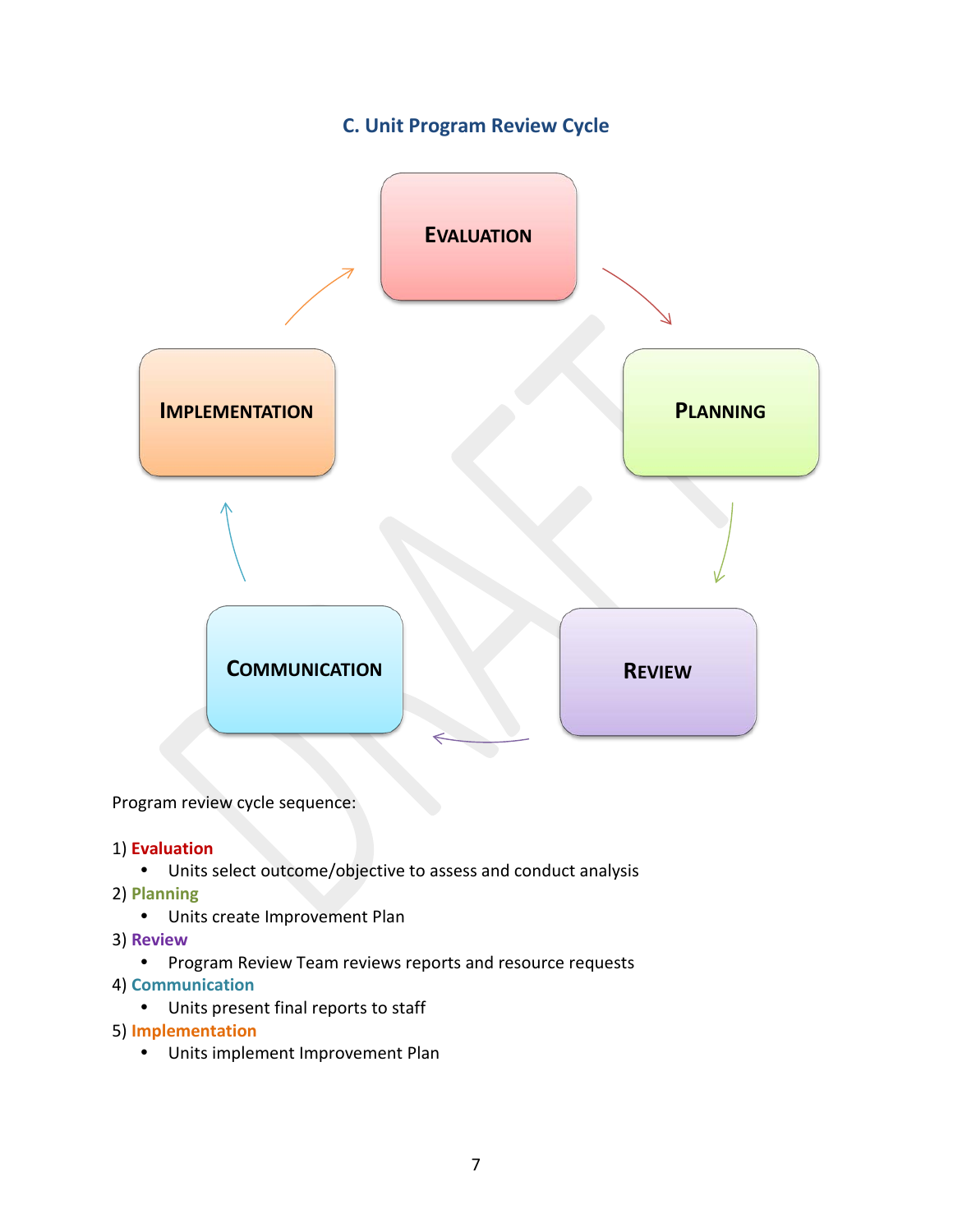## C. Unit Program Review Cycle

EVALUATION → PLANNING → REVIEW → COMMUNICATION → IMPLEMENTATION → EVALUATION

Program review cycle sequence:

1) **Evaluation**
   - Units select outcome/objective to assess and conduct analysis
2) **Planning**
   - Units create Improvement Plan
3) **Review**
   - Program Review Team reviews reports and resource requests
4) **Communication**
   - Units present final reports to staff
5) **Implementation**
   - Units implement Improvement Plan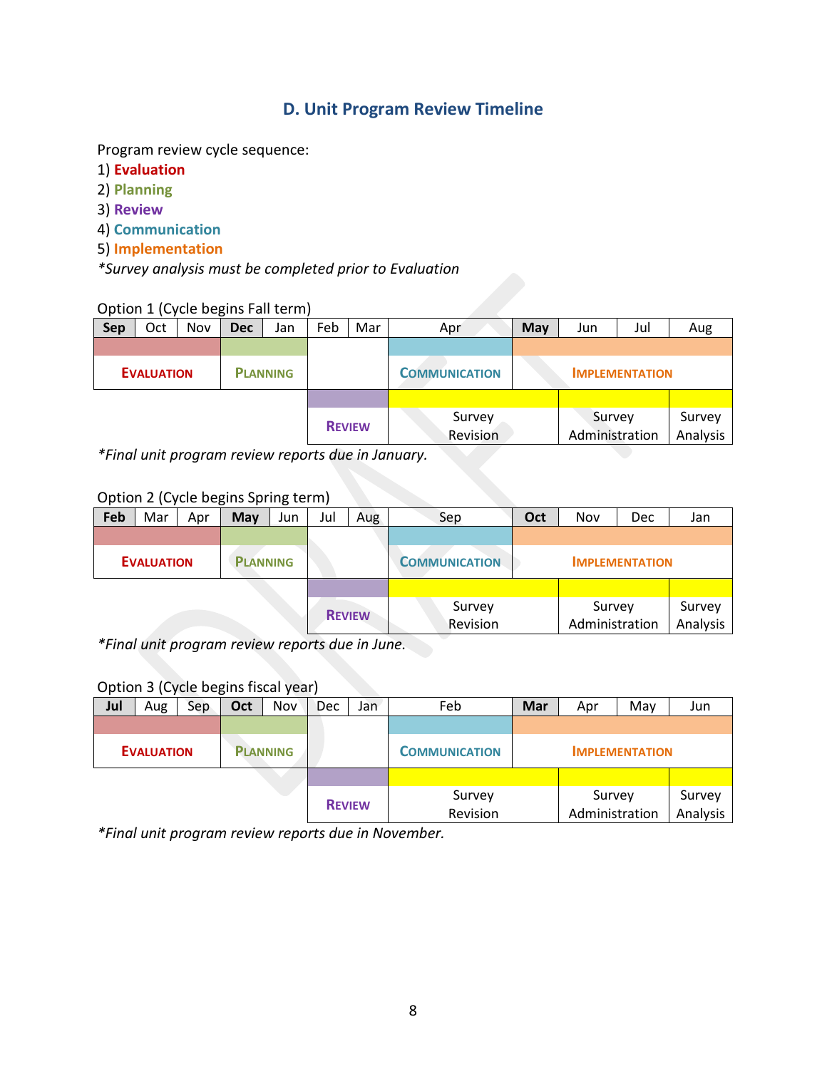## D. Unit Program Review Timeline

Program review cycle sequence:

1) **Evaluation**
2) **Planning**
3) **Review**
4) **Communication**
5) **Implementation**

*\*Survey analysis must be completed prior to Evaluation*

Option 1 (Cycle begins Fall term)

| **Sep** | Oct | Nov | **Dec** | Jan | Feb | Mar | Apr | **May** | Jun | Jul | Aug |
|---|---|---|---|---|---|---|---|---|---|---|---|
| EVALUATION | | | PLANNING | | | | COMMUNICATION | IMPLEMENTATION | | | |
| | | | | | REVIEW | | Survey Revision | | Survey Administration | | Survey Analysis |

*\*Final unit program review reports due in January.*

Option 2 (Cycle begins Spring term)

| **Feb** | Mar | Apr | **May** | Jun | Jul | Aug | Sep | **Oct** | Nov | Dec | Jan |
|---|---|---|---|---|---|---|---|---|---|---|---|
| EVALUATION | | | PLANNING | | | | COMMUNICATION | IMPLEMENTATION | | | |
| | | | | | REVIEW | | Survey Revision | | Survey Administration | | Survey Analysis |

*\*Final unit program review reports due in June.*

Option 3 (Cycle begins fiscal year)

| **Jul** | Aug | Sep | **Oct** | Nov | Dec | Jan | Feb | **Mar** | Apr | May | Jun |
|---|---|---|---|---|---|---|---|---|---|---|---|
| EVALUATION | | | PLANNING | | | | COMMUNICATION | IMPLEMENTATION | | | |
| | | | | | REVIEW | | Survey Revision | | Survey Administration | | Survey Analysis |

*\*Final unit program review reports due in November.*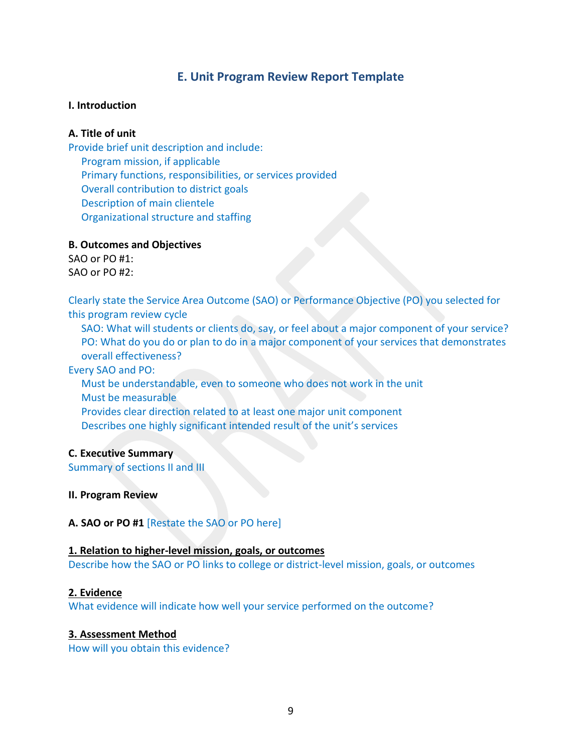## E. Unit Program Review Report Template

**I. Introduction**

**A. Title of unit**

Provide brief unit description and include:

- Program mission, if applicable
- Primary functions, responsibilities, or services provided
- Overall contribution to district goals
- Description of main clientele
- Organizational structure and staffing

**B. Outcomes and Objectives**

SAO or PO #1:
SAO or PO #2:

Clearly state the Service Area Outcome (SAO) or Performance Objective (PO) you selected for this program review cycle

- SAO: What will students or clients do, say, or feel about a major component of your service?
- PO: What do you do or plan to do in a major component of your services that demonstrates overall effectiveness?

Every SAO and PO:

- Must be understandable, even to someone who does not work in the unit
- Must be measurable
- Provides clear direction related to at least one major unit component
- Describes one highly significant intended result of the unit's services

**C. Executive Summary**

Summary of sections II and III

**II. Program Review**

**A. SAO or PO #1** [Restate the SAO or PO here]

**1. Relation to higher-level mission, goals, or outcomes**

Describe how the SAO or PO links to college or district-level mission, goals, or outcomes

**2. Evidence**

What evidence will indicate how well your service performed on the outcome?

**3. Assessment Method**

How will you obtain this evidence?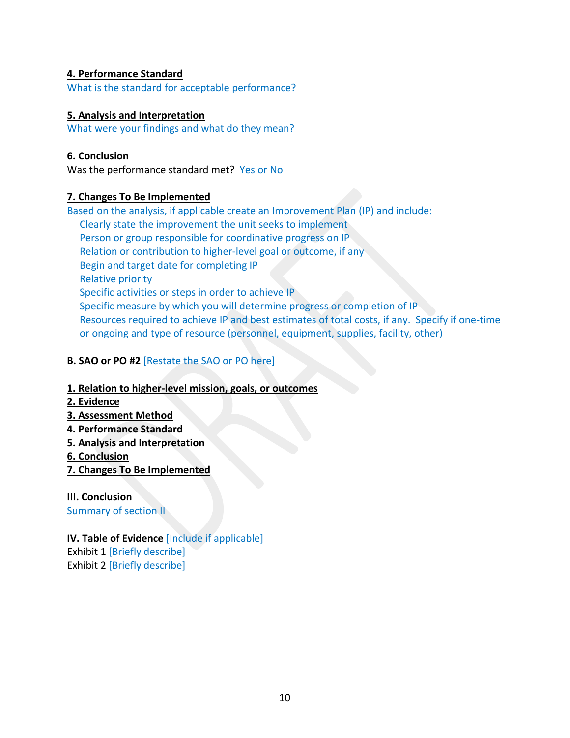**4. Performance Standard**

What is the standard for acceptable performance?

**5. Analysis and Interpretation**

What were your findings and what do they mean?

**6. Conclusion**

Was the performance standard met? Yes or No

**7. Changes To Be Implemented**

Based on the analysis, if applicable create an Improvement Plan (IP) and include:

- Clearly state the improvement the unit seeks to implement
- Person or group responsible for coordinative progress on IP
- Relation or contribution to higher-level goal or outcome, if any
- Begin and target date for completing IP
- Relative priority
- Specific activities or steps in order to achieve IP
- Specific measure by which you will determine progress or completion of IP
- Resources required to achieve IP and best estimates of total costs, if any. Specify if one-time or ongoing and type of resource (personnel, equipment, supplies, facility, other)

**B. SAO or PO #2** [Restate the SAO or PO here]

**1. Relation to higher-level mission, goals, or outcomes**
**2. Evidence**
**3. Assessment Method**
**4. Performance Standard**
**5. Analysis and Interpretation**
**6. Conclusion**
**7. Changes To Be Implemented**

**III. Conclusion**

Summary of section II

**IV. Table of Evidence** [Include if applicable]

Exhibit 1 [Briefly describe]
Exhibit 2 [Briefly describe]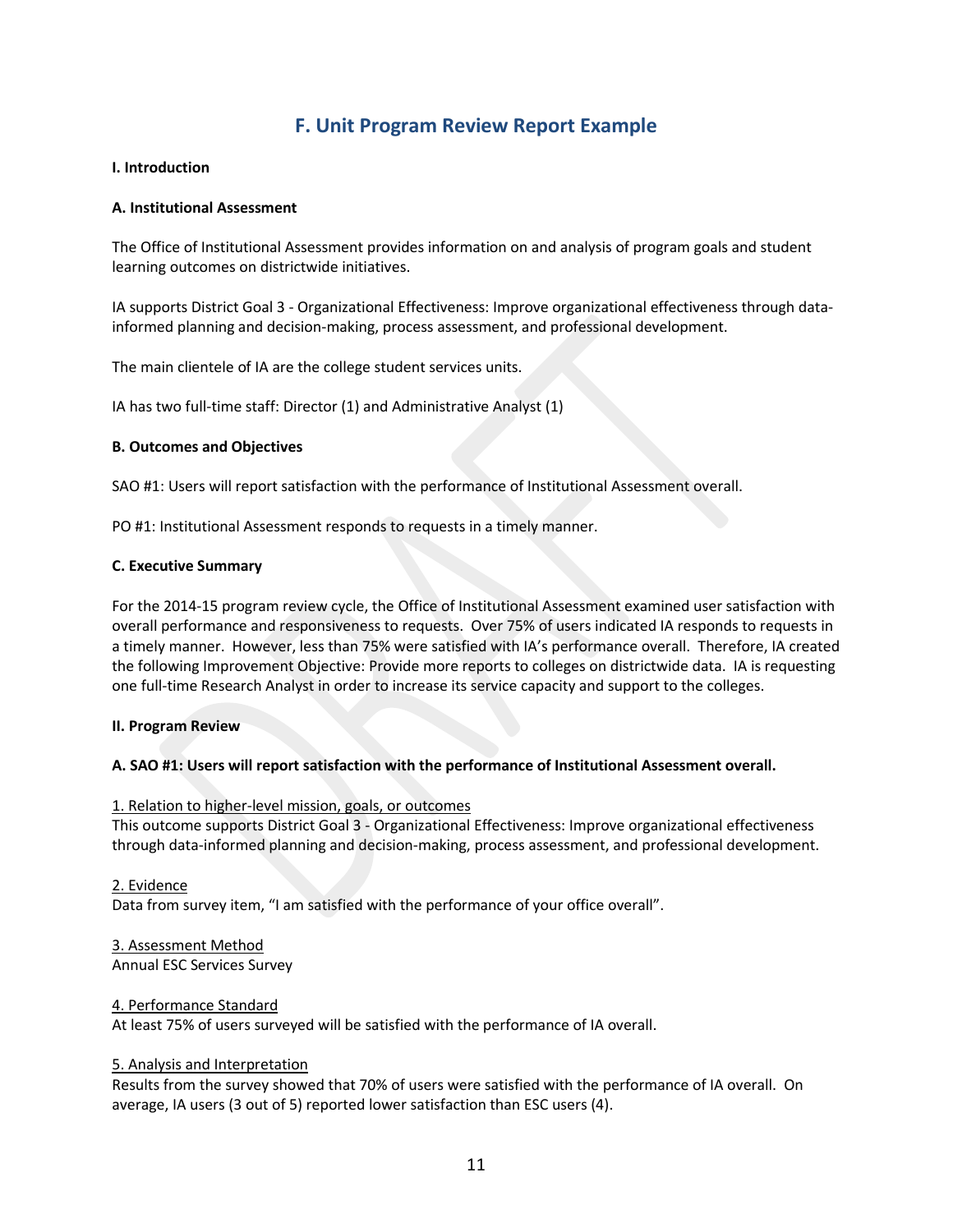# F. Unit Program Review Report Example

**I. Introduction**

**A. Institutional Assessment**

The Office of Institutional Assessment provides information on and analysis of program goals and student learning outcomes on districtwide initiatives.

IA supports District Goal 3 - Organizational Effectiveness: Improve organizational effectiveness through data-informed planning and decision-making, process assessment, and professional development.

The main clientele of IA are the college student services units.

IA has two full-time staff: Director (1) and Administrative Analyst (1)

**B. Outcomes and Objectives**

SAO #1: Users will report satisfaction with the performance of Institutional Assessment overall.

PO #1: Institutional Assessment responds to requests in a timely manner.

**C. Executive Summary**

For the 2014-15 program review cycle, the Office of Institutional Assessment examined user satisfaction with overall performance and responsiveness to requests. Over 75% of users indicated IA responds to requests in a timely manner. However, less than 75% were satisfied with IA's performance overall. Therefore, IA created the following Improvement Objective: Provide more reports to colleges on districtwide data. IA is requesting one full-time Research Analyst in order to increase its service capacity and support to the colleges.

**II. Program Review**

**A. SAO #1: Users will report satisfaction with the performance of Institutional Assessment overall.**

<u>1. Relation to higher-level mission, goals, or outcomes</u>
This outcome supports District Goal 3 - Organizational Effectiveness: Improve organizational effectiveness through data-informed planning and decision-making, process assessment, and professional development.

<u>2. Evidence</u>
Data from survey item, "I am satisfied with the performance of your office overall".

<u>3. Assessment Method</u>
Annual ESC Services Survey

<u>4. Performance Standard</u>
At least 75% of users surveyed will be satisfied with the performance of IA overall.

<u>5. Analysis and Interpretation</u>
Results from the survey showed that 70% of users were satisfied with the performance of IA overall. On average, IA users (3 out of 5) reported lower satisfaction than ESC users (4).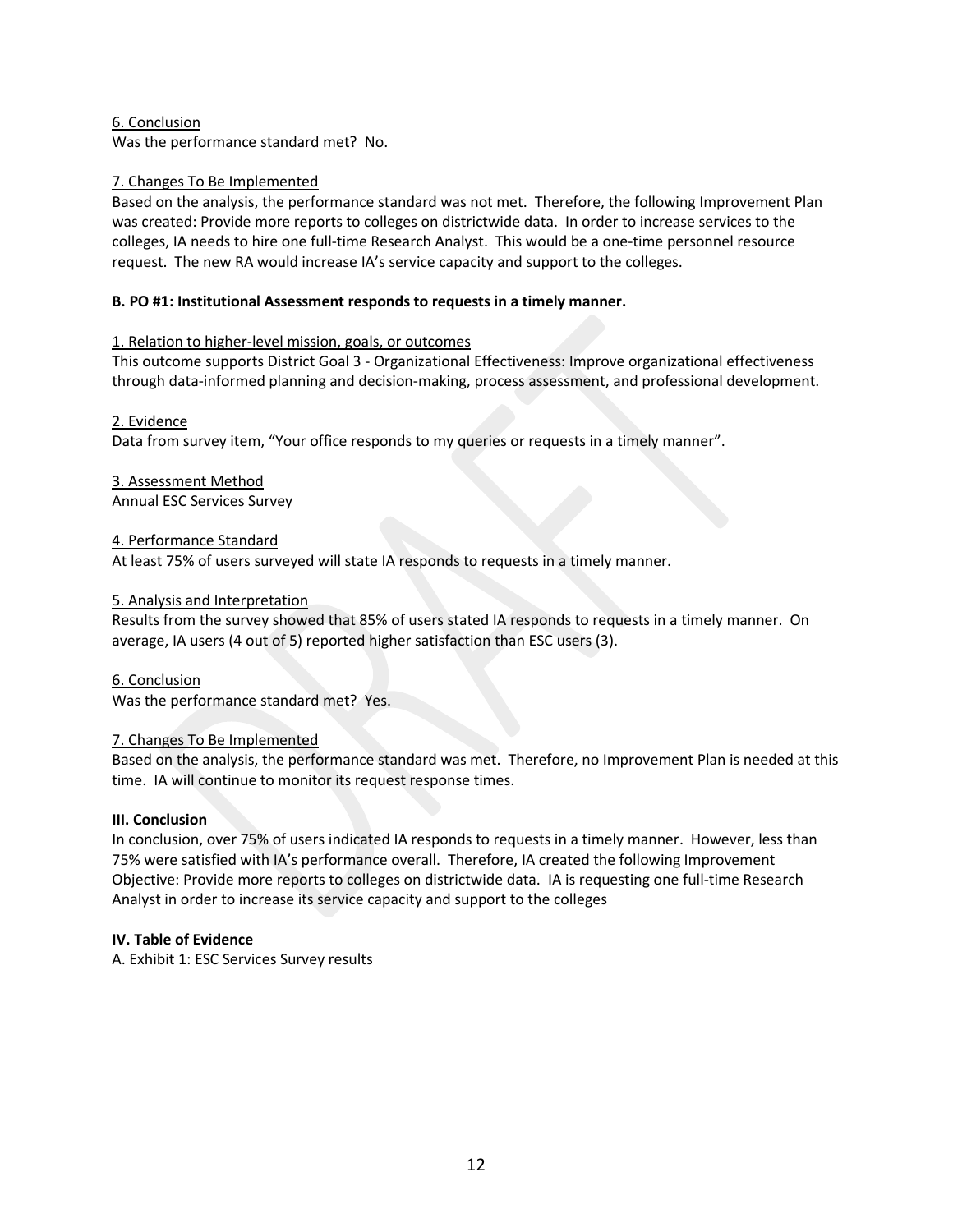6. Conclusion

Was the performance standard met? No.

7. Changes To Be Implemented

Based on the analysis, the performance standard was not met. Therefore, the following Improvement Plan was created: Provide more reports to colleges on districtwide data. In order to increase services to the colleges, IA needs to hire one full-time Research Analyst. This would be a one-time personnel resource request. The new RA would increase IA's service capacity and support to the colleges.

**B. PO #1: Institutional Assessment responds to requests in a timely manner.**

1. Relation to higher-level mission, goals, or outcomes

This outcome supports District Goal 3 - Organizational Effectiveness: Improve organizational effectiveness through data-informed planning and decision-making, process assessment, and professional development.

2. Evidence

Data from survey item, "Your office responds to my queries or requests in a timely manner".

3. Assessment Method

Annual ESC Services Survey

4. Performance Standard

At least 75% of users surveyed will state IA responds to requests in a timely manner.

5. Analysis and Interpretation

Results from the survey showed that 85% of users stated IA responds to requests in a timely manner. On average, IA users (4 out of 5) reported higher satisfaction than ESC users (3).

6. Conclusion

Was the performance standard met? Yes.

7. Changes To Be Implemented

Based on the analysis, the performance standard was met. Therefore, no Improvement Plan is needed at this time. IA will continue to monitor its request response times.

**III. Conclusion**

In conclusion, over 75% of users indicated IA responds to requests in a timely manner. However, less than 75% were satisfied with IA's performance overall. Therefore, IA created the following Improvement Objective: Provide more reports to colleges on districtwide data. IA is requesting one full-time Research Analyst in order to increase its service capacity and support to the colleges

**IV. Table of Evidence**

A. Exhibit 1: ESC Services Survey results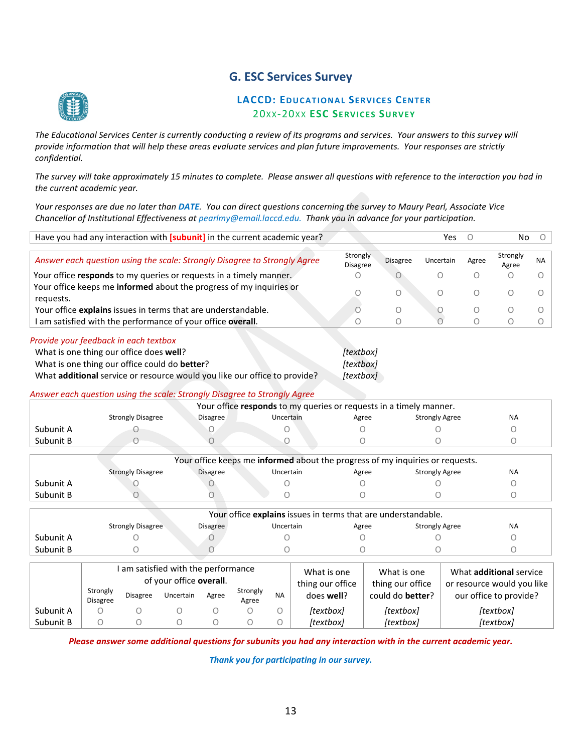## G. ESC Services Survey

### LACCD: Educational Services Center
### 20xx-20xx ESC Services Survey

*The Educational Services Center is currently conducting a review of its programs and services. Your answers to this survey will provide information that will help these areas evaluate services and plan future improvements. Your responses are strictly confidential.*

*The survey will take approximately 15 minutes to complete. Please answer all questions with reference to the interaction you had in the current academic year.*

*Your responses are due no later than **DATE**. You can direct questions concerning the survey to Maury Pearl, Associate Vice Chancellor of Institutional Effectiveness at pearlmy@email.laccd.edu. Thank you in advance for your participation.*

| Have you had any interaction with **[subunit]** in the current academic year? | Yes O | No O |
|---|---|---|

| *Answer each question using the scale: Strongly Disagree to Strongly Agree* | Strongly Disagree | Disagree | Uncertain | Agree | Strongly Agree | NA |
|---|---|---|---|---|---|---|
| Your office **responds** to my queries or requests in a timely manner. | O | O | O | O | O | O |
| Your office keeps me **informed** about the progress of my inquiries or requests. | O | O | O | O | O | O |
| Your office **explains** issues in terms that are understandable. | O | O | O | O | O | O |
| I am satisfied with the performance of your office **overall**. | O | O | O | O | O | O |

*Provide your feedback in each textbox*

| | |
|---|---|
| What is one thing our office does **well**? | *[textbox]* |
| What is one thing our office could do **better**? | *[textbox]* |
| What **additional** service or resource would you like our office to provide? | *[textbox]* |

*Answer each question using the scale: Strongly Disagree to Strongly Agree*

| Your office **responds** to my queries or requests in a timely manner. | Strongly Disagree | Disagree | Uncertain | Agree | Strongly Agree | NA |
|---|---|---|---|---|---|---|
| Subunit A | O | O | O | O | O | O |
| Subunit B | O | O | O | O | O | O |

| Your office keeps me **informed** about the progress of my inquiries or requests. | Strongly Disagree | Disagree | Uncertain | Agree | Strongly Agree | NA |
|---|---|---|---|---|---|---|
| Subunit A | O | O | O | O | O | O |
| Subunit B | O | O | O | O | O | O |

| Your office **explains** issues in terms that are understandable. | Strongly Disagree | Disagree | Uncertain | Agree | Strongly Agree | NA |
|---|---|---|---|---|---|---|
| Subunit A | O | O | O | O | O | O |
| Subunit B | O | O | O | O | O | O |

| | I am satisfied with the performance of your office **overall**. | | | | | | What is one thing our office does **well**? | What is one thing our office could do **better**? | What **additional** service or resource would you like our office to provide? |
|---|---|---|---|---|---|---|---|---|---|
| | Strongly Disagree | Disagree | Uncertain | Agree | Strongly Agree | NA | | | |
| Subunit A | O | O | O | O | O | O | *[textbox]* | *[textbox]* | *[textbox]* |
| Subunit B | O | O | O | O | O | O | *[textbox]* | *[textbox]* | *[textbox]* |

***Please answer some additional questions for subunits you had any interaction with in the current academic year.***

***Thank you for participating in our survey.***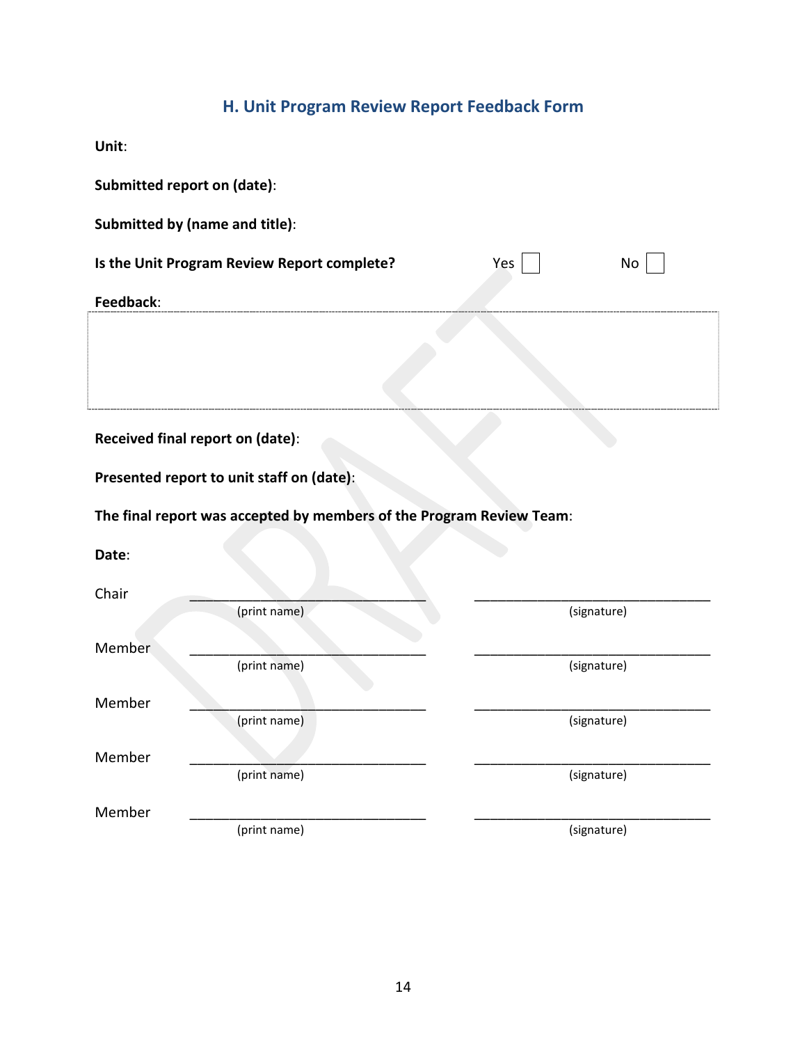## H. Unit Program Review Report Feedback Form

**Unit**:

**Submitted report on (date)**:

**Submitted by (name and title)**:

**Is the Unit Program Review Report complete?** Yes ☐ No ☐

**Feedback**:

**Received final report on (date)**:

**Presented report to unit staff on (date)**:

**The final report was accepted by members of the Program Review Team**:

**Date**:

| | | |
|---|---|---|
| Chair | ________________________________ (print name) | ________________________________ (signature) |
| Member | ________________________________ (print name) | ________________________________ (signature) |
| Member | ________________________________ (print name) | ________________________________ (signature) |
| Member | ________________________________ (print name) | ________________________________ (signature) |
| Member | ________________________________ (print name) | ________________________________ (signature) |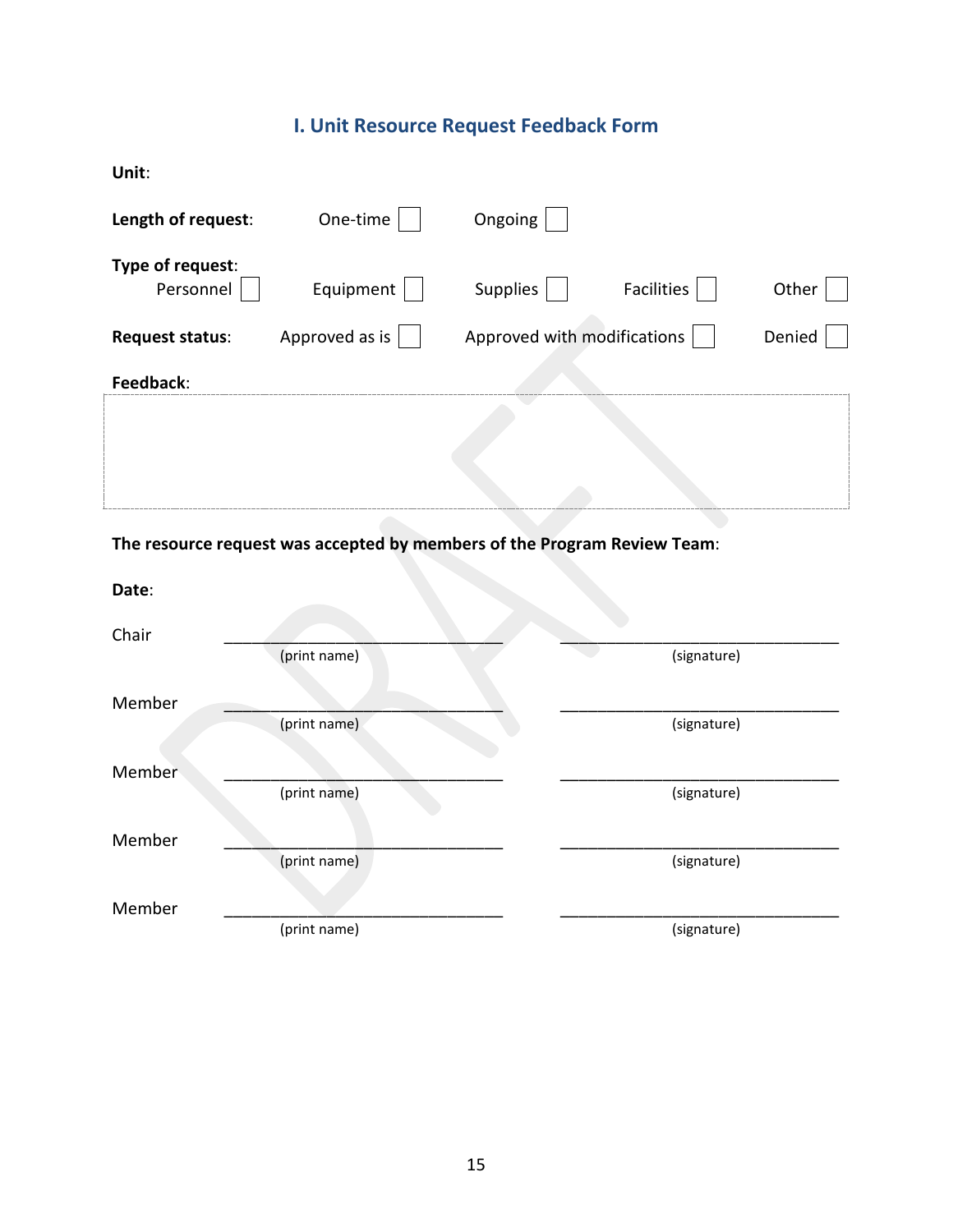## I. Unit Resource Request Feedback Form

**Unit**:

**Length of request**: One-time ☐ Ongoing ☐

**Type of request**:
Personnel ☐ Equipment ☐ Supplies ☐ Facilities ☐ Other ☐

**Request status**: Approved as is ☐ Approved with modifications ☐ Denied ☐

**Feedback**:

**The resource request was accepted by members of the Program Review Team**:

**Date**:

| | | |
|---|---|---|
| Chair | ______________________________<br>(print name) | ______________________________<br>(signature) |
| Member | ______________________________<br>(print name) | ______________________________<br>(signature) |
| Member | ______________________________<br>(print name) | ______________________________<br>(signature) |
| Member | ______________________________<br>(print name) | ______________________________<br>(signature) |
| Member | ______________________________<br>(print name) | ______________________________<br>(signature) |